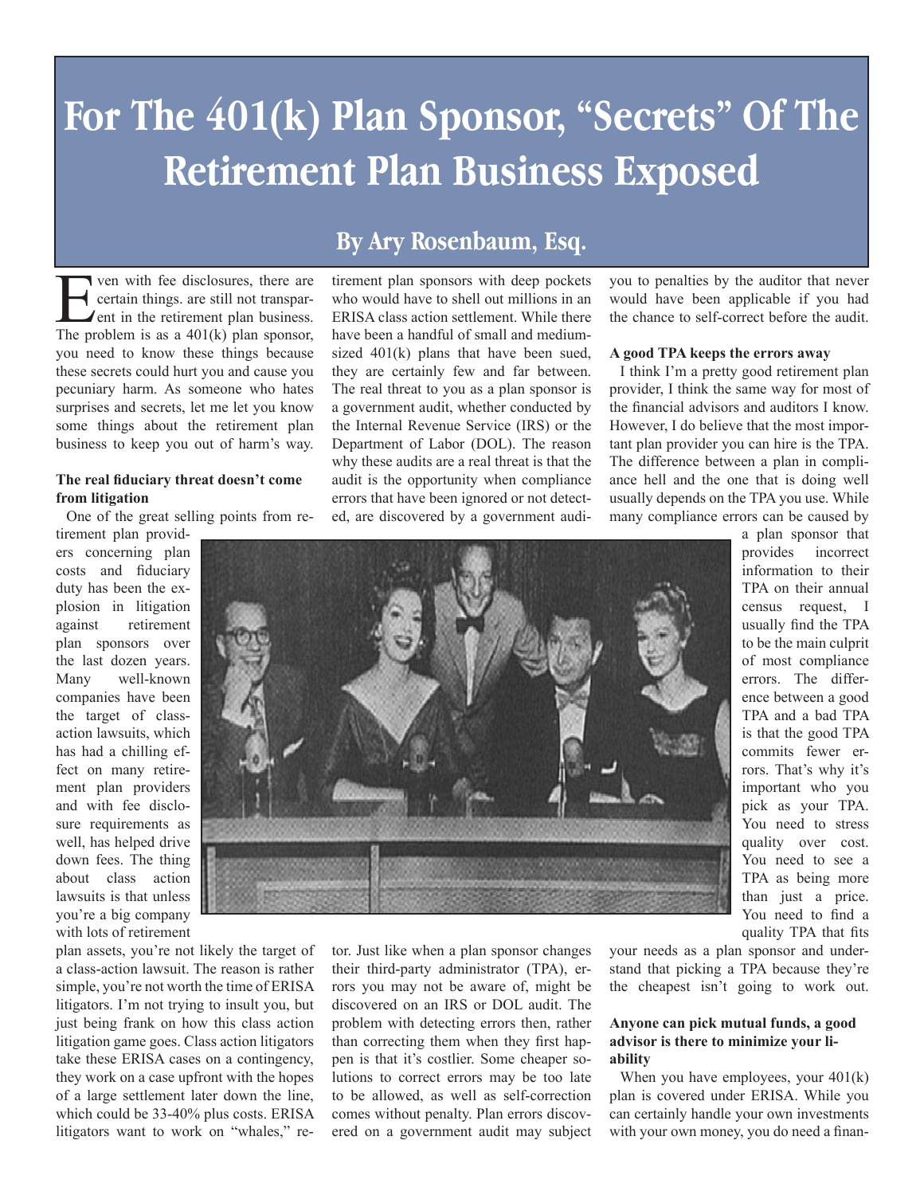# For The 401(k) Plan Sponsor, "Secrets" Of The Retirement Plan Business Exposed

## By Ary Rosenbaum, Esq.

Even with fee disclosures, there are certain things. are still not transparent in the retirement plan business. The problem is as a 401(k) plan sponsor, you need to know these things because these secrets could hurt you and cause you pecuniary harm. As someone who hates surprises and secrets, let me let you know some things about the retirement plan business to keep you out of harm's way.

**The real fiduciary threat doesn't come from litigation**

One of the great selling points from retirement plan providers concerning plan costs and fiduciary duty has been the explosion in litigation against retirement plan sponsors over the last dozen years. Many well-known companies have been the target of class-action lawsuits, which has had a chilling effect on many retirement plan providers and with fee disclosure requirements as well, has helped drive down fees. The thing about class action lawsuits is that unless you're a big company with lots of retirement plan assets, you're not likely the target of a class-action lawsuit. The reason is rather simple, you're not worth the time of ERISA litigators. I'm not trying to insult you, but just being frank on how this class action litigation game goes. Class action litigators take these ERISA cases on a contingency, they work on a case upfront with the hopes of a large settlement later down the line, which could be 33-40% plus costs. ERISA litigators want to work on "whales," retirement plan sponsors with deep pockets who would have to shell out millions in an ERISA class action settlement. While there have been a handful of small and medium-sized 401(k) plans that have been sued, they are certainly few and far between. The real threat to you as a plan sponsor is a government audit, whether conducted by the Internal Revenue Service (IRS) or the Department of Labor (DOL). The reason why these audits are a real threat is that the audit is the opportunity when compliance errors that have been ignored or not detected, are discovered by a government auditor. Just like when a plan sponsor changes their third-party administrator (TPA), errors you may not be aware of, might be discovered on an IRS or DOL audit. The problem with detecting errors then, rather than correcting them when they first happen is that it's costlier. Some cheaper solutions to correct errors may be too late to be allowed, as well as self-correction comes without penalty. Plan errors discovered on a government audit may subject you to penalties by the auditor that never would have been applicable if you had the chance to self-correct before the audit.

**A good TPA keeps the errors away**

I think I'm a pretty good retirement plan provider, I think the same way for most of the financial advisors and auditors I know. However, I do believe that the most important plan provider you can hire is the TPA. The difference between a plan in compliance hell and the one that is doing well usually depends on the TPA you use. While many compliance errors can be caused by a plan sponsor that provides incorrect information to their TPA on their annual census request, I usually find the TPA to be the main culprit of most compliance errors. The difference between a good TPA and a bad TPA is that the good TPA commits fewer errors. That's why it's important who you pick as your TPA. You need to stress quality over cost. You need to see a TPA as being more than just a price. You need to find a quality TPA that fits your needs as a plan sponsor and understand that picking a TPA because they're the cheapest isn't going to work out.

**Anyone can pick mutual funds, a good advisor is there to minimize your liability**

When you have employees, your 401(k) plan is covered under ERISA. While you can certainly handle your own investments with your own money, you do need a finan-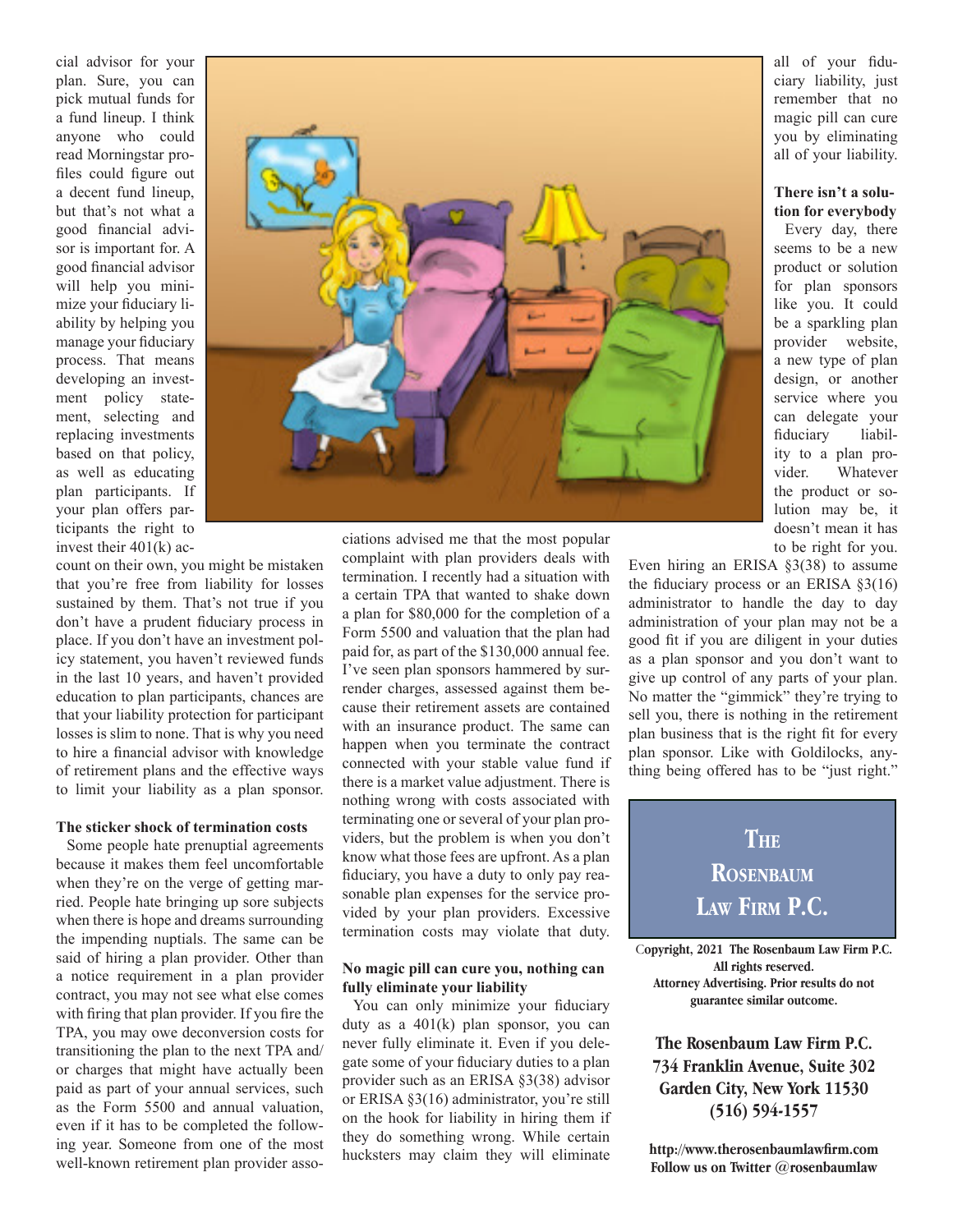cial advisor for your plan. Sure, you can pick mutual funds for a fund lineup. I think anyone who could read Morningstar profiles could figure out a decent fund lineup, but that's not what a good financial advisor is important for. A good financial advisor will help you minimize your fiduciary liability by helping you manage your fiduciary process. That means developing an investment policy statement, selecting and replacing investments based on that policy, as well as educating plan participants. If your plan offers participants the right to invest their 401(k) account on their own, you might be mistaken that you're free from liability for losses sustained by them. That's not true if you don't have a prudent fiduciary process in place. If you don't have an investment policy statement, you haven't reviewed funds in the last 10 years, and haven't provided education to plan participants, chances are that your liability protection for participant losses is slim to none. That is why you need to hire a financial advisor with knowledge of retirement plans and the effective ways to limit your liability as a plan sponsor.

**The sticker shock of termination costs**

Some people hate prenuptial agreements because it makes them feel uncomfortable when they're on the verge of getting married. People hate bringing up sore subjects when there is hope and dreams surrounding the impending nuptials. The same can be said of hiring a plan provider. Other than a notice requirement in a plan provider contract, you may not see what else comes with firing that plan provider. If you fire the TPA, you may owe deconversion costs for transitioning the plan to the next TPA and/or charges that might have actually been paid as part of your annual services, such as the Form 5500 and annual valuation, even if it has to be completed the following year. Someone from one of the most well-known retirement plan provider associations advised me that the most popular complaint with plan providers deals with termination. I recently had a situation with a certain TPA that wanted to shake down a plan for $80,000 for the completion of a Form 5500 and valuation that the plan had paid for, as part of the $130,000 annual fee. I've seen plan sponsors hammered by surrender charges, assessed against them because their retirement assets are contained with an insurance product. The same can happen when you terminate the contract connected with your stable value fund if there is a market value adjustment. There is nothing wrong with costs associated with terminating one or several of your plan providers, but the problem is when you don't know what those fees are upfront. As a plan fiduciary, you have a duty to only pay reasonable plan expenses for the service provided by your plan providers. Excessive termination costs may violate that duty.

**No magic pill can cure you, nothing can fully eliminate your liability**

You can only minimize your fiduciary duty as a 401(k) plan sponsor, you can never fully eliminate it. Even if you delegate some of your fiduciary duties to a plan provider such as an ERISA §3(38) advisor or ERISA §3(16) administrator, you're still on the hook for liability in hiring them if they do something wrong. While certain hucksters may claim they will eliminate all of your fiduciary liability, just remember that no magic pill can cure you by eliminating all of your liability.

**There isn't a solution for everybody**

Every day, there seems to be a new product or solution for plan sponsors like you. It could be a sparkling plan provider website, a new type of plan design, or another service where you can delegate your fiduciary liability to a plan provider. Whatever the product or solution may be, it doesn't mean it has to be right for you. Even hiring an ERISA §3(38) to assume the fiduciary process or an ERISA §3(16) administrator to handle the day to day administration of your plan may not be a good fit if you are diligent in your duties as a plan sponsor and you don't want to give up control of any parts of your plan. No matter the "gimmick" they're trying to sell you, there is nothing in the retirement plan business that is the right fit for every plan sponsor. Like with Goldilocks, anything being offered has to be "just right."

**The Rosenbaum Law Firm P.C.**

**Copyright, 2021 The Rosenbaum Law Firm P.C. All rights reserved.**
**Attorney Advertising. Prior results do not guarantee similar outcome.**

**The Rosenbaum Law Firm P.C.**
**734 Franklin Avenue, Suite 302**
**Garden City, New York 11530**
**(516) 594-1557**

**http://www.therosenbaumlawfirm.com**
**Follow us on Twitter @rosenbaumlaw**